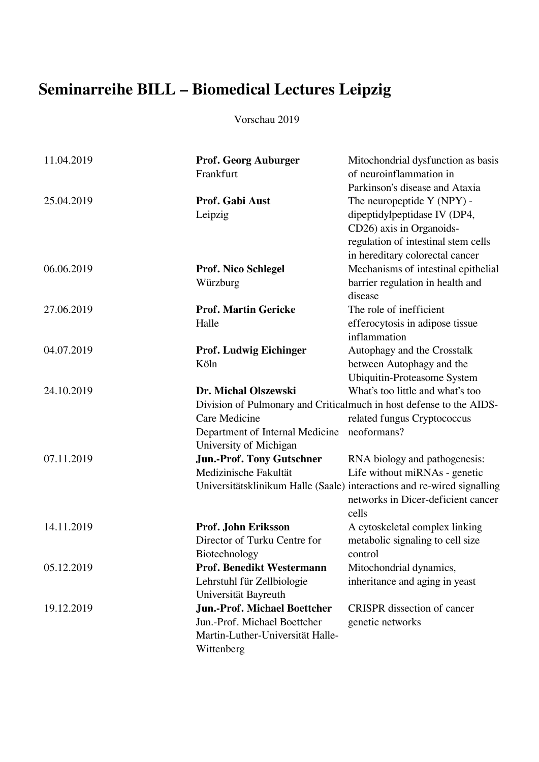# Seminarreihe BILL – Biomedical Lectures Leipzig

Vorschau 2019

| | | |
|---|---|---|
| 11.04.2019 | **Prof. Georg Auburger**<br>Frankfurt | Mitochondrial dysfunction as basis of neuroinflammation in Parkinson's disease and Ataxia |
| 25.04.2019 | **Prof. Gabi Aust**<br>Leipzig | The neuropeptide Y (NPY) - dipeptidylpeptidase IV (DP4, CD26) axis in Organoids-regulation of intestinal stem cells in hereditary colorectal cancer |
| 06.06.2019 | **Prof. Nico Schlegel**<br>Würzburg | Mechanisms of intestinal epithelial barrier regulation in health and disease |
| 27.06.2019 | **Prof. Martin Gericke**<br>Halle | The role of inefficient efferocytosis in adipose tissue inflammation |
| 04.07.2019 | **Prof. Ludwig Eichinger**<br>Köln | Autophagy and the Crosstalk between Autophagy and the Ubiquitin-Proteasome System |
| 24.10.2019 | **Dr. Michal Olszewski**<br>Division of Pulmonary and Critical Care Medicine<br>Department of Internal Medicine<br>University of Michigan | What's too little and what's too much in host defense to the AIDS-related fungus Cryptococcus neoformans? |
| 07.11.2019 | **Jun.-Prof. Tony Gutschner**<br>Medizinische Fakultät<br>Universitätsklinikum Halle (Saale) | RNA biology and pathogenesis: Life without miRNAs - genetic interactions and re-wired signalling networks in Dicer-deficient cancer cells |
| 14.11.2019 | **Prof. John Eriksson**<br>Director of Turku Centre for Biotechnology | A cytoskeletal complex linking metabolic signaling to cell size control |
| 05.12.2019 | **Prof. Benedikt Westermann**<br>Lehrstuhl für Zellbiologie<br>Universität Bayreuth | Mitochondrial dynamics, inheritance and aging in yeast |
| 19.12.2019 | **Jun.-Prof. Michael Boettcher**<br>Jun.-Prof. Michael Boettcher<br>Martin-Luther-Universität Halle-Wittenberg | CRISPR dissection of cancer genetic networks |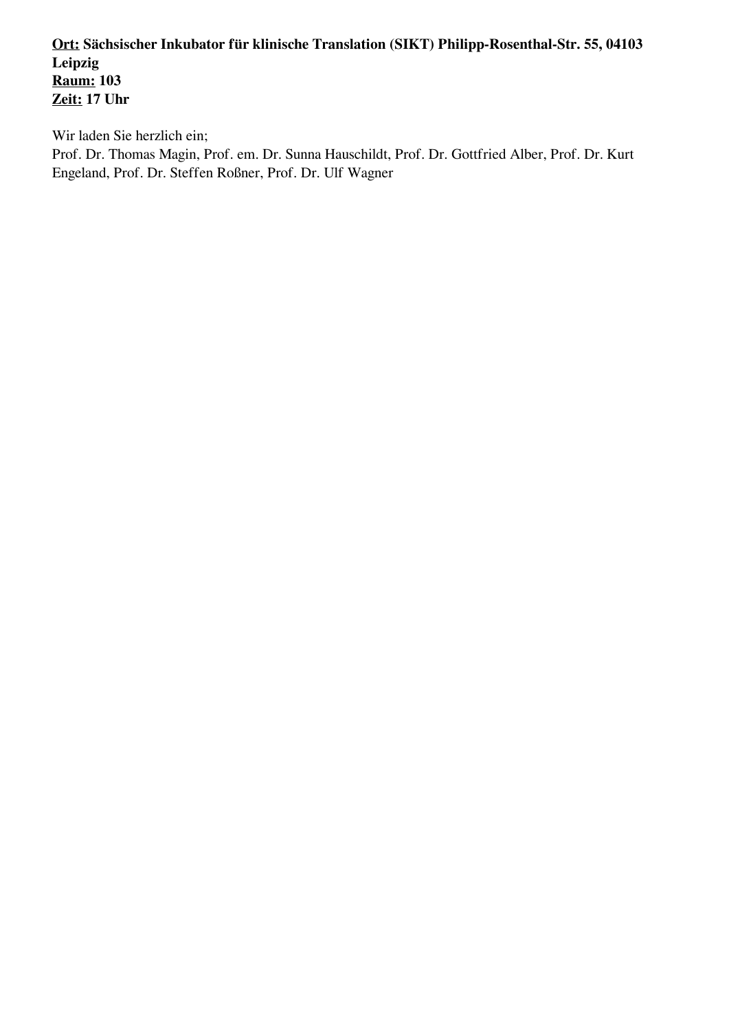**<u>Ort:</u> Sächsischer Inkubator für klinische Translation (SIKT) Philipp-Rosenthal-Str. 55, 04103 Leipzig**
**<u>Raum:</u> 103**
**<u>Zeit:</u> 17 Uhr**

Wir laden Sie herzlich ein;
Prof. Dr. Thomas Magin, Prof. em. Dr. Sunna Hauschildt, Prof. Dr. Gottfried Alber, Prof. Dr. Kurt Engeland, Prof. Dr. Steffen Roßner, Prof. Dr. Ulf Wagner